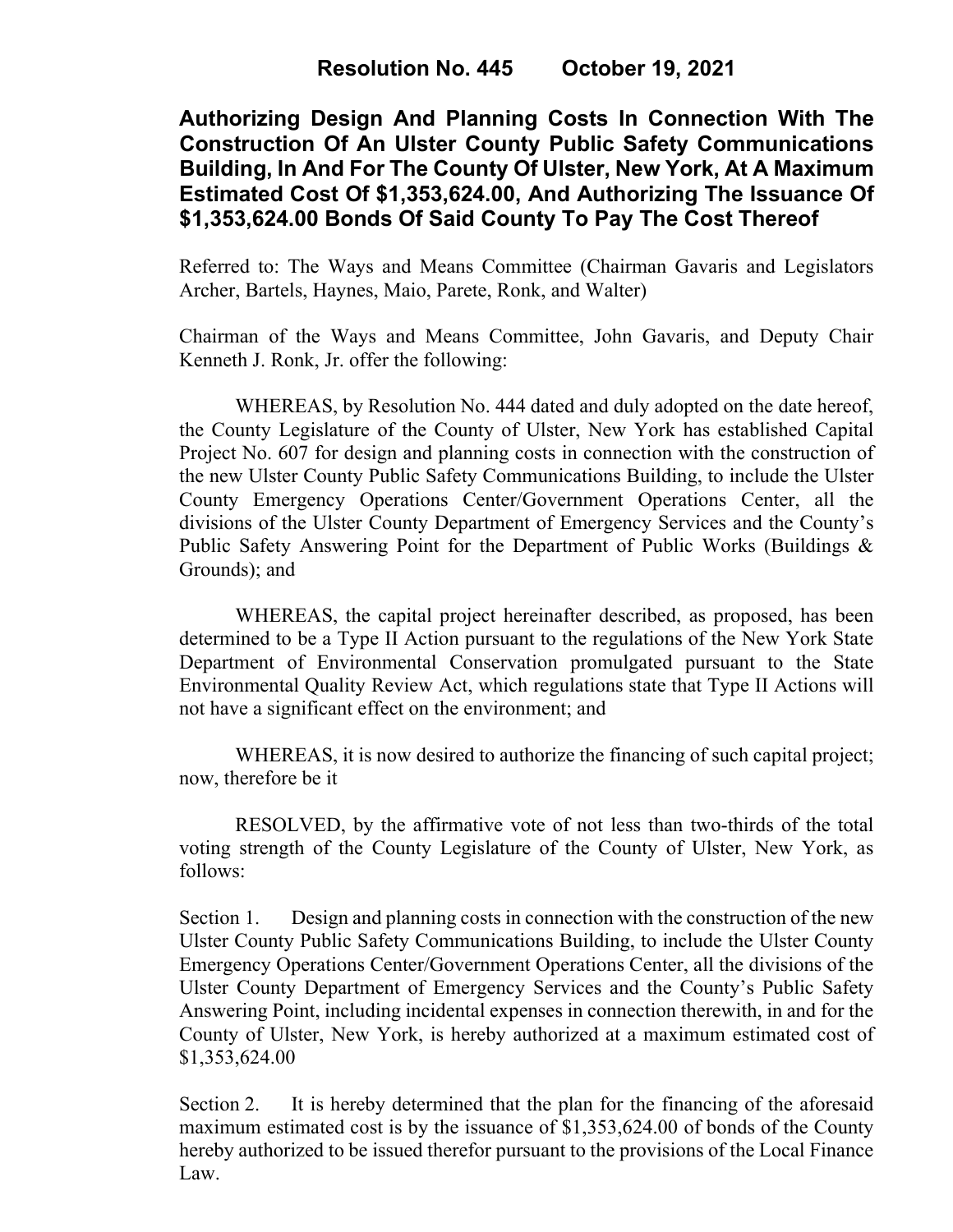## Resolution No. 445 October 19, 2021

## Authorizing Design And Planning Costs In Connection With The Construction Of An Ulster County Public Safety Communications Building, In And For The County Of Ulster, New York, At A Maximum Estimated Cost Of $1,353,624.00, And Authorizing The Issuance Of $1,353,624.00 Bonds Of Said County To Pay The Cost Thereof

Referred to: The Ways and Means Committee (Chairman Gavaris and Legislators Archer, Bartels, Haynes, Maio, Parete, Ronk, and Walter)

Chairman of the Ways and Means Committee, John Gavaris, and Deputy Chair Kenneth J. Ronk, Jr. offer the following:

WHEREAS, by Resolution No. 444 dated and duly adopted on the date hereof, the County Legislature of the County of Ulster, New York has established Capital Project No. 607 for design and planning costs in connection with the construction of the new Ulster County Public Safety Communications Building, to include the Ulster County Emergency Operations Center/Government Operations Center, all the divisions of the Ulster County Department of Emergency Services and the County's Public Safety Answering Point for the Department of Public Works (Buildings & Grounds); and

WHEREAS, the capital project hereinafter described, as proposed, has been determined to be a Type II Action pursuant to the regulations of the New York State Department of Environmental Conservation promulgated pursuant to the State Environmental Quality Review Act, which regulations state that Type II Actions will not have a significant effect on the environment; and

WHEREAS, it is now desired to authorize the financing of such capital project; now, therefore be it

RESOLVED, by the affirmative vote of not less than two-thirds of the total voting strength of the County Legislature of the County of Ulster, New York, as follows:

Section 1. Design and planning costs in connection with the construction of the new Ulster County Public Safety Communications Building, to include the Ulster County Emergency Operations Center/Government Operations Center, all the divisions of the Ulster County Department of Emergency Services and the County's Public Safety Answering Point, including incidental expenses in connection therewith, in and for the County of Ulster, New York, is hereby authorized at a maximum estimated cost of $1,353,624.00

Section 2. It is hereby determined that the plan for the financing of the aforesaid maximum estimated cost is by the issuance of $1,353,624.00 of bonds of the County hereby authorized to be issued therefor pursuant to the provisions of the Local Finance Law.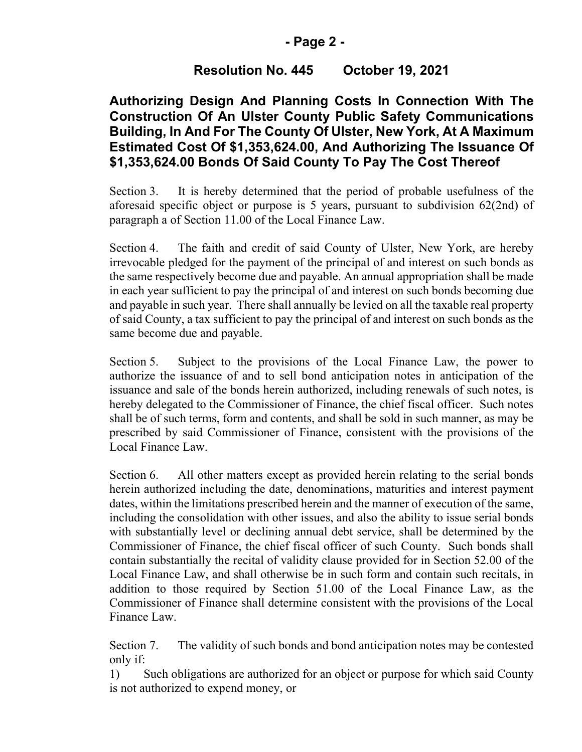**Resolution No. 445 October 19, 2021**

**Authorizing Design And Planning Costs In Connection With The Construction Of An Ulster County Public Safety Communications Building, In And For The County Of Ulster, New York, At A Maximum Estimated Cost Of $1,353,624.00, And Authorizing The Issuance Of $1,353,624.00 Bonds Of Said County To Pay The Cost Thereof**

Section 3. It is hereby determined that the period of probable usefulness of the aforesaid specific object or purpose is 5 years, pursuant to subdivision 62(2nd) of paragraph a of Section 11.00 of the Local Finance Law.

Section 4. The faith and credit of said County of Ulster, New York, are hereby irrevocable pledged for the payment of the principal of and interest on such bonds as the same respectively become due and payable. An annual appropriation shall be made in each year sufficient to pay the principal of and interest on such bonds becoming due and payable in such year. There shall annually be levied on all the taxable real property of said County, a tax sufficient to pay the principal of and interest on such bonds as the same become due and payable.

Section 5. Subject to the provisions of the Local Finance Law, the power to authorize the issuance of and to sell bond anticipation notes in anticipation of the issuance and sale of the bonds herein authorized, including renewals of such notes, is hereby delegated to the Commissioner of Finance, the chief fiscal officer. Such notes shall be of such terms, form and contents, and shall be sold in such manner, as may be prescribed by said Commissioner of Finance, consistent with the provisions of the Local Finance Law.

Section 6. All other matters except as provided herein relating to the serial bonds herein authorized including the date, denominations, maturities and interest payment dates, within the limitations prescribed herein and the manner of execution of the same, including the consolidation with other issues, and also the ability to issue serial bonds with substantially level or declining annual debt service, shall be determined by the Commissioner of Finance, the chief fiscal officer of such County. Such bonds shall contain substantially the recital of validity clause provided for in Section 52.00 of the Local Finance Law, and shall otherwise be in such form and contain such recitals, in addition to those required by Section 51.00 of the Local Finance Law, as the Commissioner of Finance shall determine consistent with the provisions of the Local Finance Law.

Section 7. The validity of such bonds and bond anticipation notes may be contested only if:

1) Such obligations are authorized for an object or purpose for which said County is not authorized to expend money, or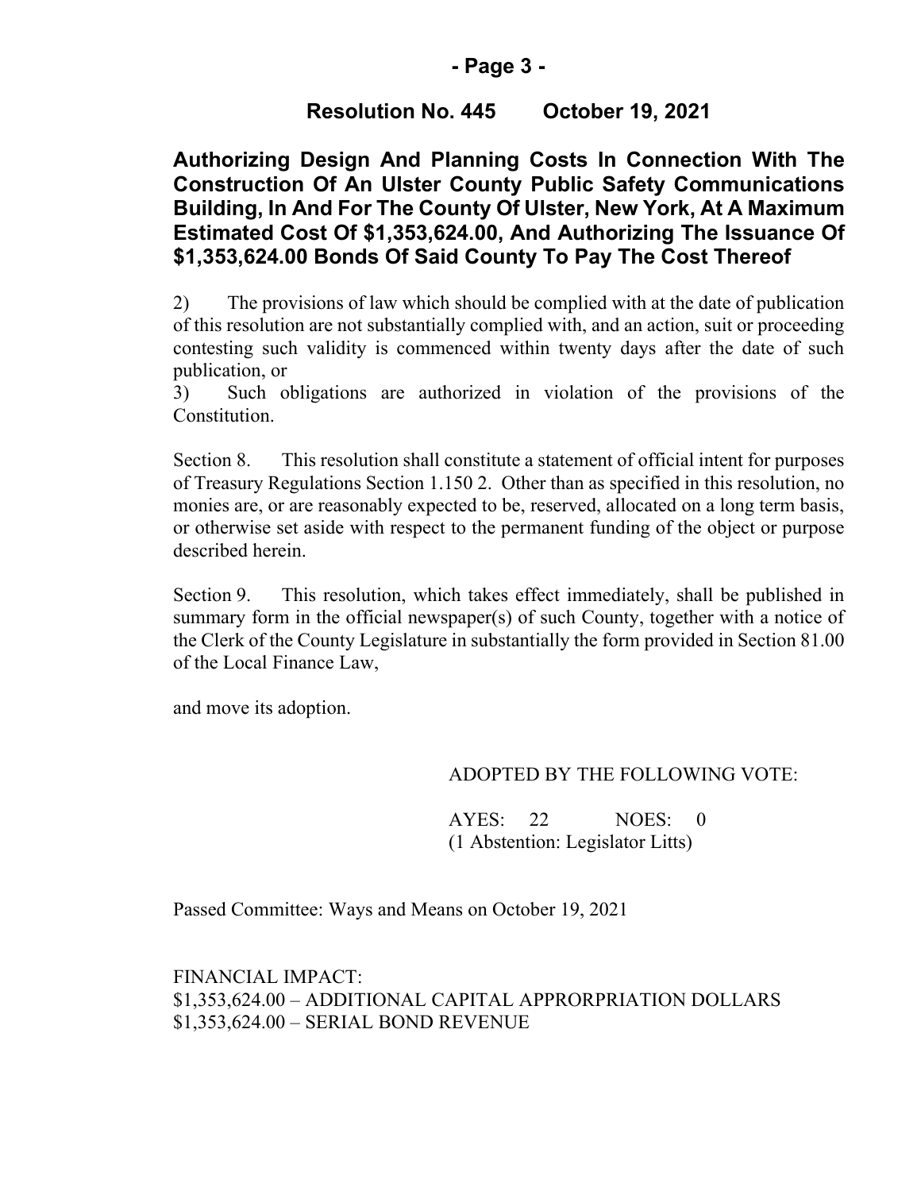## Resolution No. 445 October 19, 2021

**Authorizing Design And Planning Costs In Connection With The Construction Of An Ulster County Public Safety Communications Building, In And For The County Of Ulster, New York, At A Maximum Estimated Cost Of $1,353,624.00, And Authorizing The Issuance Of $1,353,624.00 Bonds Of Said County To Pay The Cost Thereof**

2) The provisions of law which should be complied with at the date of publication of this resolution are not substantially complied with, and an action, suit or proceeding contesting such validity is commenced within twenty days after the date of such publication, or

3) Such obligations are authorized in violation of the provisions of the Constitution.

Section 8. This resolution shall constitute a statement of official intent for purposes of Treasury Regulations Section 1.150 2. Other than as specified in this resolution, no monies are, or are reasonably expected to be, reserved, allocated on a long term basis, or otherwise set aside with respect to the permanent funding of the object or purpose described herein.

Section 9. This resolution, which takes effect immediately, shall be published in summary form in the official newspaper(s) of such County, together with a notice of the Clerk of the County Legislature in substantially the form provided in Section 81.00 of the Local Finance Law,

and move its adoption.

ADOPTED BY THE FOLLOWING VOTE:

AYES: 22 NOES: 0
(1 Abstention: Legislator Litts)

Passed Committee: Ways and Means on October 19, 2021

FINANCIAL IMPACT:
$1,353,624.00 – ADDITIONAL CAPITAL APPRORPRIATION DOLLARS
$1,353,624.00 – SERIAL BOND REVENUE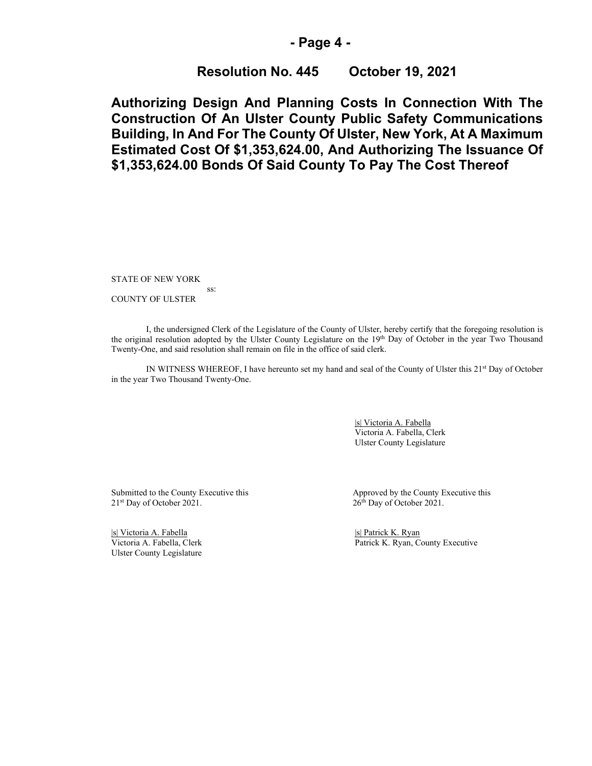## Resolution No. 445 October 19, 2021

# Authorizing Design And Planning Costs In Connection With The Construction Of An Ulster County Public Safety Communications Building, In And For The County Of Ulster, New York, At A Maximum Estimated Cost Of $1,353,624.00, And Authorizing The Issuance Of $1,353,624.00 Bonds Of Said County To Pay The Cost Thereof

STATE OF NEW YORK
ss:
COUNTY OF ULSTER

I, the undersigned Clerk of the Legislature of the County of Ulster, hereby certify that the foregoing resolution is the original resolution adopted by the Ulster County Legislature on the 19th Day of October in the year Two Thousand Twenty-One, and said resolution shall remain on file in the office of said clerk.

IN WITNESS WHEREOF, I have hereunto set my hand and seal of the County of Ulster this 21st Day of October in the year Two Thousand Twenty-One.

|s| Victoria A. Fabella
Victoria A. Fabella, Clerk
Ulster County Legislature

Submitted to the County Executive this 21st Day of October 2021.

|s| Victoria A. Fabella
Victoria A. Fabella, Clerk
Ulster County Legislature

Approved by the County Executive this 26th Day of October 2021.

|s| Patrick K. Ryan
Patrick K. Ryan, County Executive